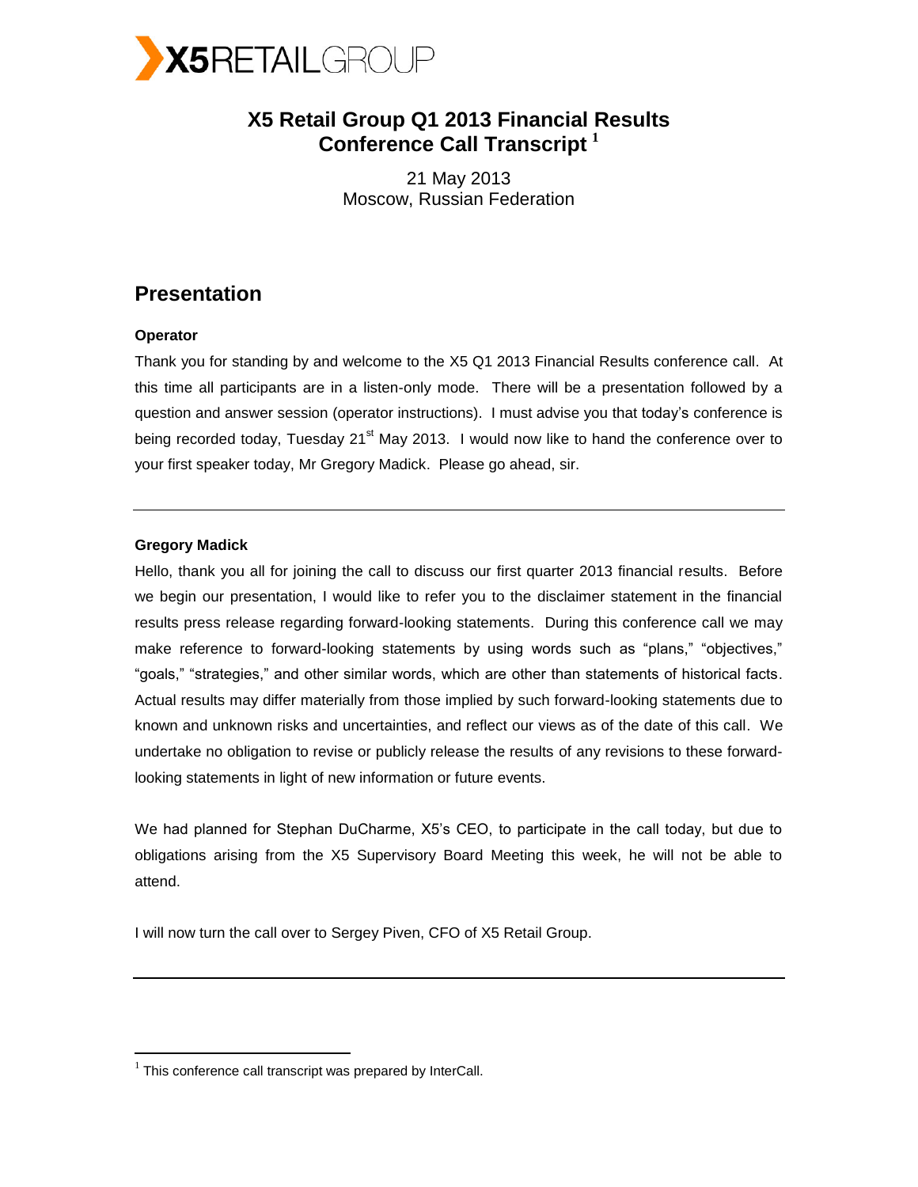# X5 Retail Group Q1 2013 Financial Results Conference Call Transcript [1]

21 May 2013
Moscow, Russian Federation

## Presentation

**Operator**

Thank you for standing by and welcome to the X5 Q1 2013 Financial Results conference call. At this time all participants are in a listen-only mode. There will be a presentation followed by a question and answer session (operator instructions). I must advise you that today's conference is being recorded today, Tuesday 21st May 2013. I would now like to hand the conference over to your first speaker today, Mr Gregory Madick. Please go ahead, sir.

---

**Gregory Madick**

Hello, thank you all for joining the call to discuss our first quarter 2013 financial results. Before we begin our presentation, I would like to refer you to the disclaimer statement in the financial results press release regarding forward-looking statements. During this conference call we may make reference to forward-looking statements by using words such as "plans," "objectives," "goals," "strategies," and other similar words, which are other than statements of historical facts. Actual results may differ materially from those implied by such forward-looking statements due to known and unknown risks and uncertainties, and reflect our views as of the date of this call. We undertake no obligation to revise or publicly release the results of any revisions to these forward-looking statements in light of new information or future events.

We had planned for Stephan DuCharme, X5's CEO, to participate in the call today, but due to obligations arising from the X5 Supervisory Board Meeting this week, he will not be able to attend.

I will now turn the call over to Sergey Piven, CFO of X5 Retail Group.

---

[1] This conference call transcript was prepared by InterCall.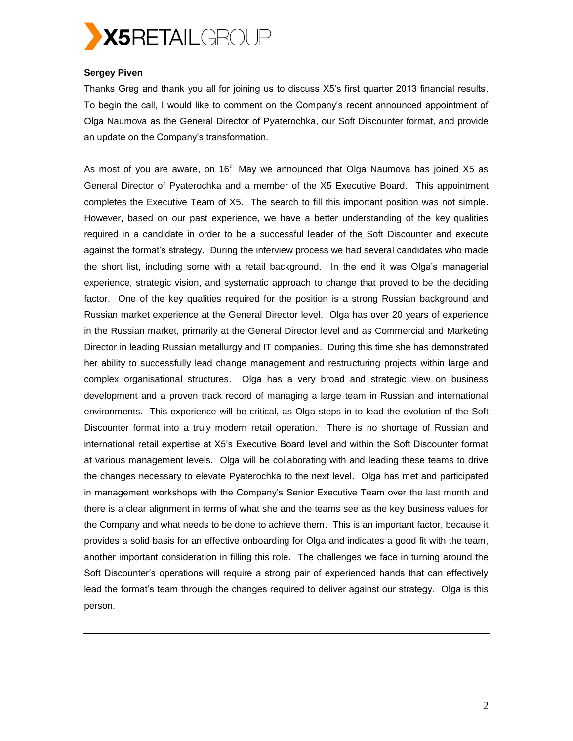**Sergey Piven**

Thanks Greg and thank you all for joining us to discuss X5's first quarter 2013 financial results. To begin the call, I would like to comment on the Company's recent announced appointment of Olga Naumova as the General Director of Pyaterochka, our Soft Discounter format, and provide an update on the Company's transformation.

As most of you are aware, on 16th May we announced that Olga Naumova has joined X5 as General Director of Pyaterochka and a member of the X5 Executive Board. This appointment completes the Executive Team of X5. The search to fill this important position was not simple. However, based on our past experience, we have a better understanding of the key qualities required in a candidate in order to be a successful leader of the Soft Discounter and execute against the format's strategy. During the interview process we had several candidates who made the short list, including some with a retail background. In the end it was Olga's managerial experience, strategic vision, and systematic approach to change that proved to be the deciding factor. One of the key qualities required for the position is a strong Russian background and Russian market experience at the General Director level. Olga has over 20 years of experience in the Russian market, primarily at the General Director level and as Commercial and Marketing Director in leading Russian metallurgy and IT companies. During this time she has demonstrated her ability to successfully lead change management and restructuring projects within large and complex organisational structures. Olga has a very broad and strategic view on business development and a proven track record of managing a large team in Russian and international environments. This experience will be critical, as Olga steps in to lead the evolution of the Soft Discounter format into a truly modern retail operation. There is no shortage of Russian and international retail expertise at X5's Executive Board level and within the Soft Discounter format at various management levels. Olga will be collaborating with and leading these teams to drive the changes necessary to elevate Pyaterochka to the next level. Olga has met and participated in management workshops with the Company's Senior Executive Team over the last month and there is a clear alignment in terms of what she and the teams see as the key business values for the Company and what needs to be done to achieve them. This is an important factor, because it provides a solid basis for an effective onboarding for Olga and indicates a good fit with the team, another important consideration in filling this role. The challenges we face in turning around the Soft Discounter's operations will require a strong pair of experienced hands that can effectively lead the format's team through the changes required to deliver against our strategy. Olga is this person.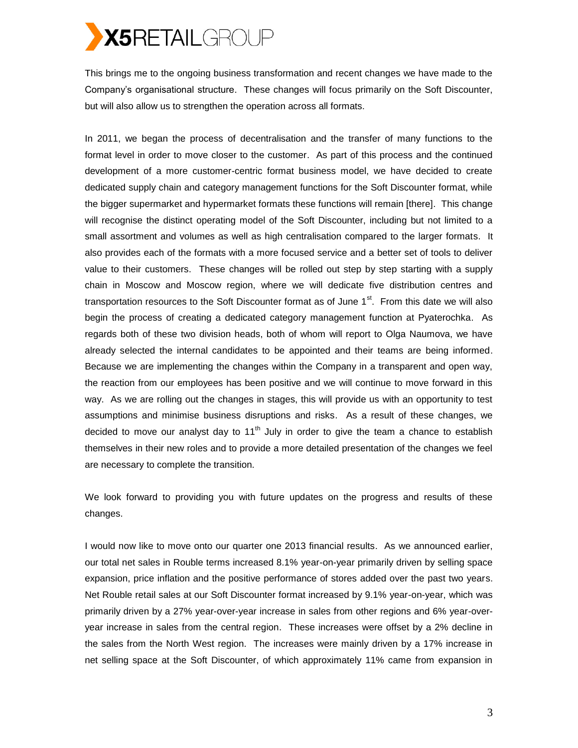This brings me to the ongoing business transformation and recent changes we have made to the Company's organisational structure. These changes will focus primarily on the Soft Discounter, but will also allow us to strengthen the operation across all formats.

In 2011, we began the process of decentralisation and the transfer of many functions to the format level in order to move closer to the customer. As part of this process and the continued development of a more customer-centric format business model, we have decided to create dedicated supply chain and category management functions for the Soft Discounter format, while the bigger supermarket and hypermarket formats these functions will remain [there]. This change will recognise the distinct operating model of the Soft Discounter, including but not limited to a small assortment and volumes as well as high centralisation compared to the larger formats. It also provides each of the formats with a more focused service and a better set of tools to deliver value to their customers. These changes will be rolled out step by step starting with a supply chain in Moscow and Moscow region, where we will dedicate five distribution centres and transportation resources to the Soft Discounter format as of June 1st. From this date we will also begin the process of creating a dedicated category management function at Pyaterochka. As regards both of these two division heads, both of whom will report to Olga Naumova, we have already selected the internal candidates to be appointed and their teams are being informed. Because we are implementing the changes within the Company in a transparent and open way, the reaction from our employees has been positive and we will continue to move forward in this way. As we are rolling out the changes in stages, this will provide us with an opportunity to test assumptions and minimise business disruptions and risks. As a result of these changes, we decided to move our analyst day to 11th July in order to give the team a chance to establish themselves in their new roles and to provide a more detailed presentation of the changes we feel are necessary to complete the transition.

We look forward to providing you with future updates on the progress and results of these changes.

I would now like to move onto our quarter one 2013 financial results. As we announced earlier, our total net sales in Rouble terms increased 8.1% year-on-year primarily driven by selling space expansion, price inflation and the positive performance of stores added over the past two years. Net Rouble retail sales at our Soft Discounter format increased by 9.1% year-on-year, which was primarily driven by a 27% year-over-year increase in sales from other regions and 6% year-over-year increase in sales from the central region. These increases were offset by a 2% decline in the sales from the North West region. The increases were mainly driven by a 17% increase in net selling space at the Soft Discounter, of which approximately 11% came from expansion in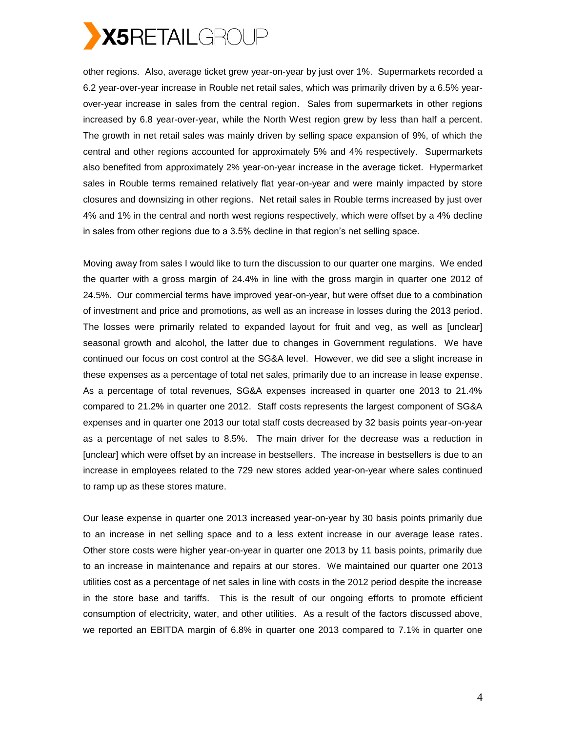other regions. Also, average ticket grew year-on-year by just over 1%. Supermarkets recorded a 6.2 year-over-year increase in Rouble net retail sales, which was primarily driven by a 6.5% year-over-year increase in sales from the central region. Sales from supermarkets in other regions increased by 6.8 year-over-year, while the North West region grew by less than half a percent. The growth in net retail sales was mainly driven by selling space expansion of 9%, of which the central and other regions accounted for approximately 5% and 4% respectively. Supermarkets also benefited from approximately 2% year-on-year increase in the average ticket. Hypermarket sales in Rouble terms remained relatively flat year-on-year and were mainly impacted by store closures and downsizing in other regions. Net retail sales in Rouble terms increased by just over 4% and 1% in the central and north west regions respectively, which were offset by a 4% decline in sales from other regions due to a 3.5% decline in that region's net selling space.

Moving away from sales I would like to turn the discussion to our quarter one margins. We ended the quarter with a gross margin of 24.4% in line with the gross margin in quarter one 2012 of 24.5%. Our commercial terms have improved year-on-year, but were offset due to a combination of investment and price and promotions, as well as an increase in losses during the 2013 period. The losses were primarily related to expanded layout for fruit and veg, as well as [unclear] seasonal growth and alcohol, the latter due to changes in Government regulations. We have continued our focus on cost control at the SG&A level. However, we did see a slight increase in these expenses as a percentage of total net sales, primarily due to an increase in lease expense. As a percentage of total revenues, SG&A expenses increased in quarter one 2013 to 21.4% compared to 21.2% in quarter one 2012. Staff costs represents the largest component of SG&A expenses and in quarter one 2013 our total staff costs decreased by 32 basis points year-on-year as a percentage of net sales to 8.5%. The main driver for the decrease was a reduction in [unclear] which were offset by an increase in bestsellers. The increase in bestsellers is due to an increase in employees related to the 729 new stores added year-on-year where sales continued to ramp up as these stores mature.

Our lease expense in quarter one 2013 increased year-on-year by 30 basis points primarily due to an increase in net selling space and to a less extent increase in our average lease rates. Other store costs were higher year-on-year in quarter one 2013 by 11 basis points, primarily due to an increase in maintenance and repairs at our stores. We maintained our quarter one 2013 utilities cost as a percentage of net sales in line with costs in the 2012 period despite the increase in the store base and tariffs. This is the result of our ongoing efforts to promote efficient consumption of electricity, water, and other utilities. As a result of the factors discussed above, we reported an EBITDA margin of 6.8% in quarter one 2013 compared to 7.1% in quarter one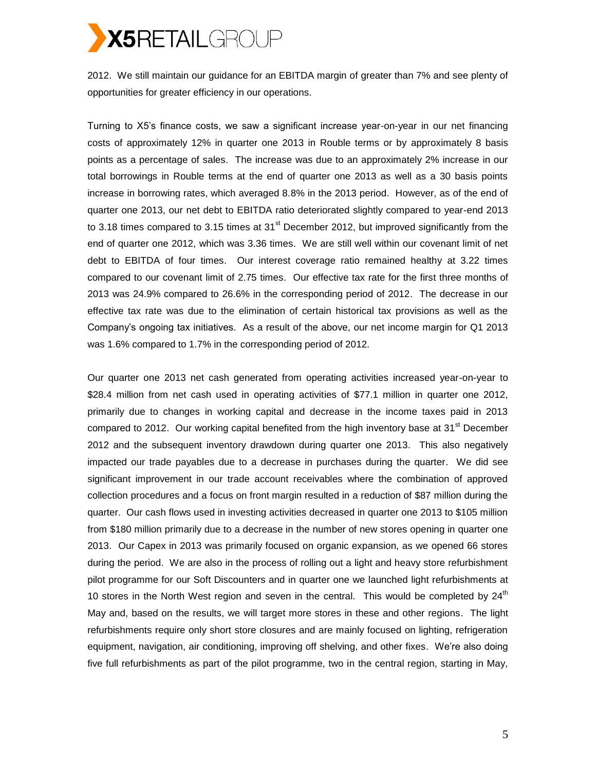2012. We still maintain our guidance for an EBITDA margin of greater than 7% and see plenty of opportunities for greater efficiency in our operations.

Turning to X5's finance costs, we saw a significant increase year-on-year in our net financing costs of approximately 12% in quarter one 2013 in Rouble terms or by approximately 8 basis points as a percentage of sales. The increase was due to an approximately 2% increase in our total borrowings in Rouble terms at the end of quarter one 2013 as well as a 30 basis points increase in borrowing rates, which averaged 8.8% in the 2013 period. However, as of the end of quarter one 2013, our net debt to EBITDA ratio deteriorated slightly compared to year-end 2013 to 3.18 times compared to 3.15 times at 31st December 2012, but improved significantly from the end of quarter one 2012, which was 3.36 times. We are still well within our covenant limit of net debt to EBITDA of four times. Our interest coverage ratio remained healthy at 3.22 times compared to our covenant limit of 2.75 times. Our effective tax rate for the first three months of 2013 was 24.9% compared to 26.6% in the corresponding period of 2012. The decrease in our effective tax rate was due to the elimination of certain historical tax provisions as well as the Company's ongoing tax initiatives. As a result of the above, our net income margin for Q1 2013 was 1.6% compared to 1.7% in the corresponding period of 2012.

Our quarter one 2013 net cash generated from operating activities increased year-on-year to $28.4 million from net cash used in operating activities of $77.1 million in quarter one 2012, primarily due to changes in working capital and decrease in the income taxes paid in 2013 compared to 2012. Our working capital benefited from the high inventory base at 31st December 2012 and the subsequent inventory drawdown during quarter one 2013. This also negatively impacted our trade payables due to a decrease in purchases during the quarter. We did see significant improvement in our trade account receivables where the combination of approved collection procedures and a focus on front margin resulted in a reduction of $87 million during the quarter. Our cash flows used in investing activities decreased in quarter one 2013 to $105 million from $180 million primarily due to a decrease in the number of new stores opening in quarter one 2013. Our Capex in 2013 was primarily focused on organic expansion, as we opened 66 stores during the period. We are also in the process of rolling out a light and heavy store refurbishment pilot programme for our Soft Discounters and in quarter one we launched light refurbishments at 10 stores in the North West region and seven in the central. This would be completed by 24th May and, based on the results, we will target more stores in these and other regions. The light refurbishments require only short store closures and are mainly focused on lighting, refrigeration equipment, navigation, air conditioning, improving off shelving, and other fixes. We're also doing five full refurbishments as part of the pilot programme, two in the central region, starting in May,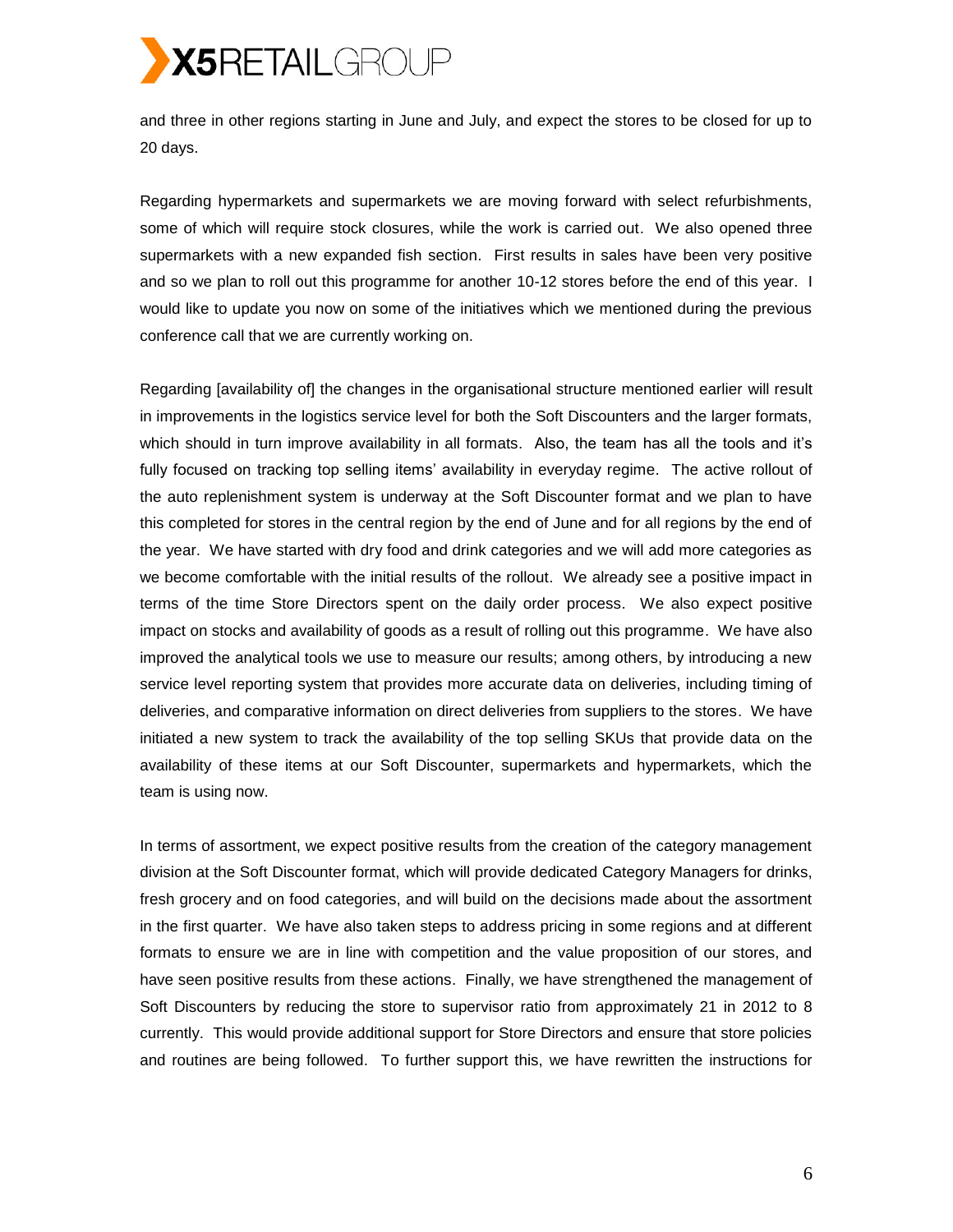and three in other regions starting in June and July, and expect the stores to be closed for up to 20 days.

Regarding hypermarkets and supermarkets we are moving forward with select refurbishments, some of which will require stock closures, while the work is carried out. We also opened three supermarkets with a new expanded fish section. First results in sales have been very positive and so we plan to roll out this programme for another 10-12 stores before the end of this year. I would like to update you now on some of the initiatives which we mentioned during the previous conference call that we are currently working on.

Regarding [availability of] the changes in the organisational structure mentioned earlier will result in improvements in the logistics service level for both the Soft Discounters and the larger formats, which should in turn improve availability in all formats. Also, the team has all the tools and it's fully focused on tracking top selling items' availability in everyday regime. The active rollout of the auto replenishment system is underway at the Soft Discounter format and we plan to have this completed for stores in the central region by the end of June and for all regions by the end of the year. We have started with dry food and drink categories and we will add more categories as we become comfortable with the initial results of the rollout. We already see a positive impact in terms of the time Store Directors spent on the daily order process. We also expect positive impact on stocks and availability of goods as a result of rolling out this programme. We have also improved the analytical tools we use to measure our results; among others, by introducing a new service level reporting system that provides more accurate data on deliveries, including timing of deliveries, and comparative information on direct deliveries from suppliers to the stores. We have initiated a new system to track the availability of the top selling SKUs that provide data on the availability of these items at our Soft Discounter, supermarkets and hypermarkets, which the team is using now.

In terms of assortment, we expect positive results from the creation of the category management division at the Soft Discounter format, which will provide dedicated Category Managers for drinks, fresh grocery and on food categories, and will build on the decisions made about the assortment in the first quarter. We have also taken steps to address pricing in some regions and at different formats to ensure we are in line with competition and the value proposition of our stores, and have seen positive results from these actions. Finally, we have strengthened the management of Soft Discounters by reducing the store to supervisor ratio from approximately 21 in 2012 to 8 currently. This would provide additional support for Store Directors and ensure that store policies and routines are being followed. To further support this, we have rewritten the instructions for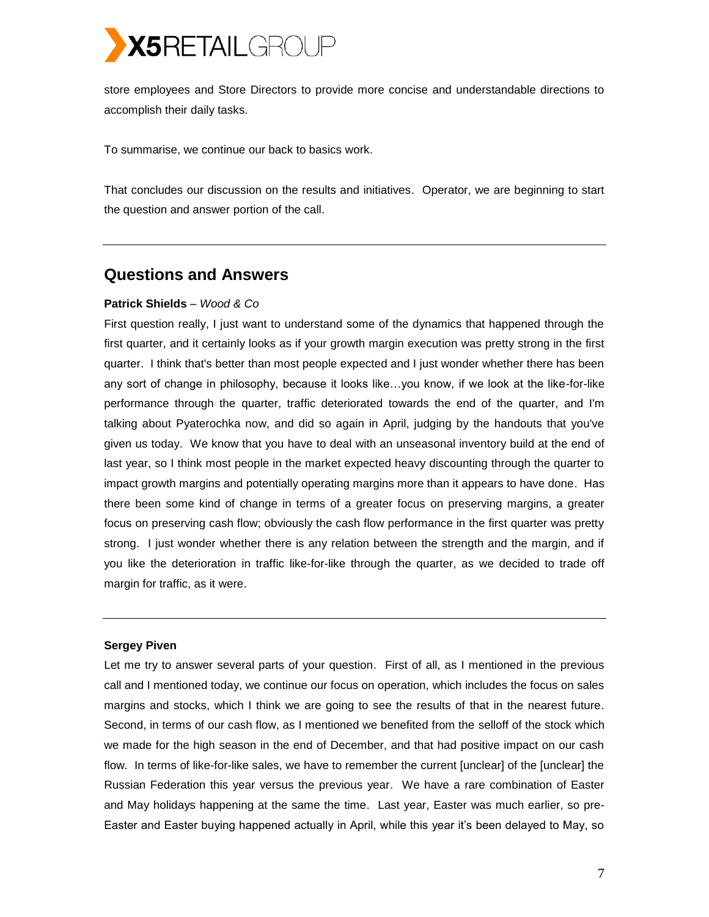store employees and Store Directors to provide more concise and understandable directions to accomplish their daily tasks.

To summarise, we continue our back to basics work.

That concludes our discussion on the results and initiatives. Operator, we are beginning to start the question and answer portion of the call.

---

## Questions and Answers

**Patrick Shields** – *Wood & Co*

First question really, I just want to understand some of the dynamics that happened through the first quarter, and it certainly looks as if your growth margin execution was pretty strong in the first quarter. I think that's better than most people expected and I just wonder whether there has been any sort of change in philosophy, because it looks like…you know, if we look at the like-for-like performance through the quarter, traffic deteriorated towards the end of the quarter, and I'm talking about Pyaterochka now, and did so again in April, judging by the handouts that you've given us today. We know that you have to deal with an unseasonal inventory build at the end of last year, so I think most people in the market expected heavy discounting through the quarter to impact growth margins and potentially operating margins more than it appears to have done. Has there been some kind of change in terms of a greater focus on preserving margins, a greater focus on preserving cash flow; obviously the cash flow performance in the first quarter was pretty strong. I just wonder whether there is any relation between the strength and the margin, and if you like the deterioration in traffic like-for-like through the quarter, as we decided to trade off margin for traffic, as it were.

---

**Sergey Piven**

Let me try to answer several parts of your question. First of all, as I mentioned in the previous call and I mentioned today, we continue our focus on operation, which includes the focus on sales margins and stocks, which I think we are going to see the results of that in the nearest future. Second, in terms of our cash flow, as I mentioned we benefited from the selloff of the stock which we made for the high season in the end of December, and that had positive impact on our cash flow. In terms of like-for-like sales, we have to remember the current [unclear] of the [unclear] the Russian Federation this year versus the previous year. We have a rare combination of Easter and May holidays happening at the same the time. Last year, Easter was much earlier, so pre-Easter and Easter buying happened actually in April, while this year it's been delayed to May, so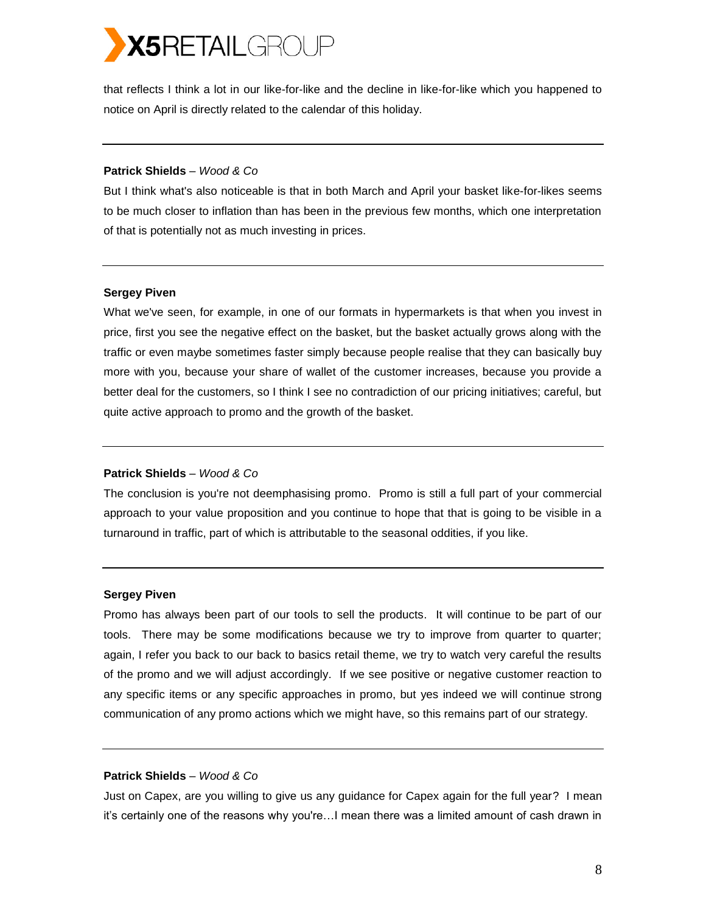that reflects I think a lot in our like-for-like and the decline in like-for-like which you happened to notice on April is directly related to the calendar of this holiday.

---

**Patrick Shields** – *Wood & Co*

But I think what's also noticeable is that in both March and April your basket like-for-likes seems to be much closer to inflation than has been in the previous few months, which one interpretation of that is potentially not as much investing in prices.

---

**Sergey Piven**

What we've seen, for example, in one of our formats in hypermarkets is that when you invest in price, first you see the negative effect on the basket, but the basket actually grows along with the traffic or even maybe sometimes faster simply because people realise that they can basically buy more with you, because your share of wallet of the customer increases, because you provide a better deal for the customers, so I think I see no contradiction of our pricing initiatives; careful, but quite active approach to promo and the growth of the basket.

---

**Patrick Shields** – *Wood & Co*

The conclusion is you're not deemphasising promo. Promo is still a full part of your commercial approach to your value proposition and you continue to hope that that is going to be visible in a turnaround in traffic, part of which is attributable to the seasonal oddities, if you like.

---

**Sergey Piven**

Promo has always been part of our tools to sell the products. It will continue to be part of our tools. There may be some modifications because we try to improve from quarter to quarter; again, I refer you back to our back to basics retail theme, we try to watch very careful the results of the promo and we will adjust accordingly. If we see positive or negative customer reaction to any specific items or any specific approaches in promo, but yes indeed we will continue strong communication of any promo actions which we might have, so this remains part of our strategy.

---

**Patrick Shields** – *Wood & Co*

Just on Capex, are you willing to give us any guidance for Capex again for the full year? I mean it's certainly one of the reasons why you're…I mean there was a limited amount of cash drawn in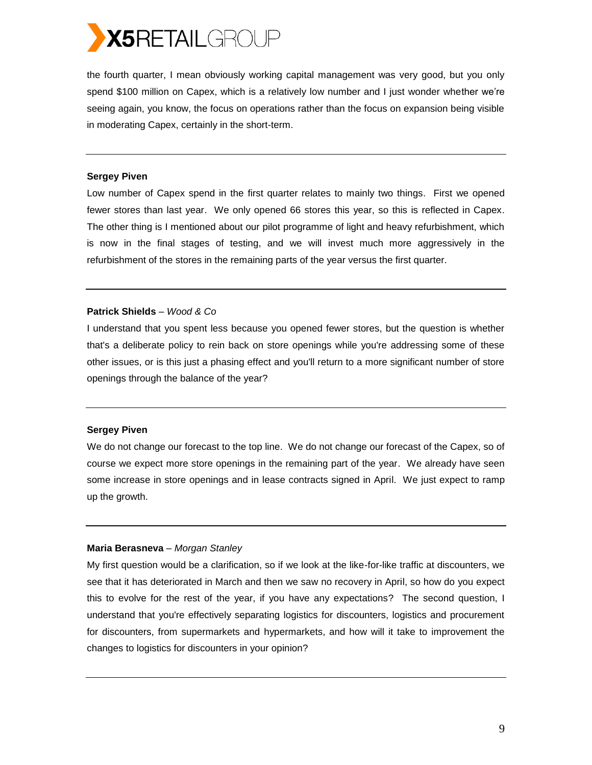the fourth quarter, I mean obviously working capital management was very good, but you only spend $100 million on Capex, which is a relatively low number and I just wonder whether we're seeing again, you know, the focus on operations rather than the focus on expansion being visible in moderating Capex, certainly in the short-term.

---

**Sergey Piven**

Low number of Capex spend in the first quarter relates to mainly two things. First we opened fewer stores than last year. We only opened 66 stores this year, so this is reflected in Capex. The other thing is I mentioned about our pilot programme of light and heavy refurbishment, which is now in the final stages of testing, and we will invest much more aggressively in the refurbishment of the stores in the remaining parts of the year versus the first quarter.

---

**Patrick Shields** – *Wood & Co*

I understand that you spent less because you opened fewer stores, but the question is whether that's a deliberate policy to rein back on store openings while you're addressing some of these other issues, or is this just a phasing effect and you'll return to a more significant number of store openings through the balance of the year?

---

**Sergey Piven**

We do not change our forecast to the top line. We do not change our forecast of the Capex, so of course we expect more store openings in the remaining part of the year. We already have seen some increase in store openings and in lease contracts signed in April. We just expect to ramp up the growth.

---

**Maria Berasneva** – *Morgan Stanley*

My first question would be a clarification, so if we look at the like-for-like traffic at discounters, we see that it has deteriorated in March and then we saw no recovery in April, so how do you expect this to evolve for the rest of the year, if you have any expectations? The second question, I understand that you're effectively separating logistics for discounters, logistics and procurement for discounters, from supermarkets and hypermarkets, and how will it take to improvement the changes to logistics for discounters in your opinion?

---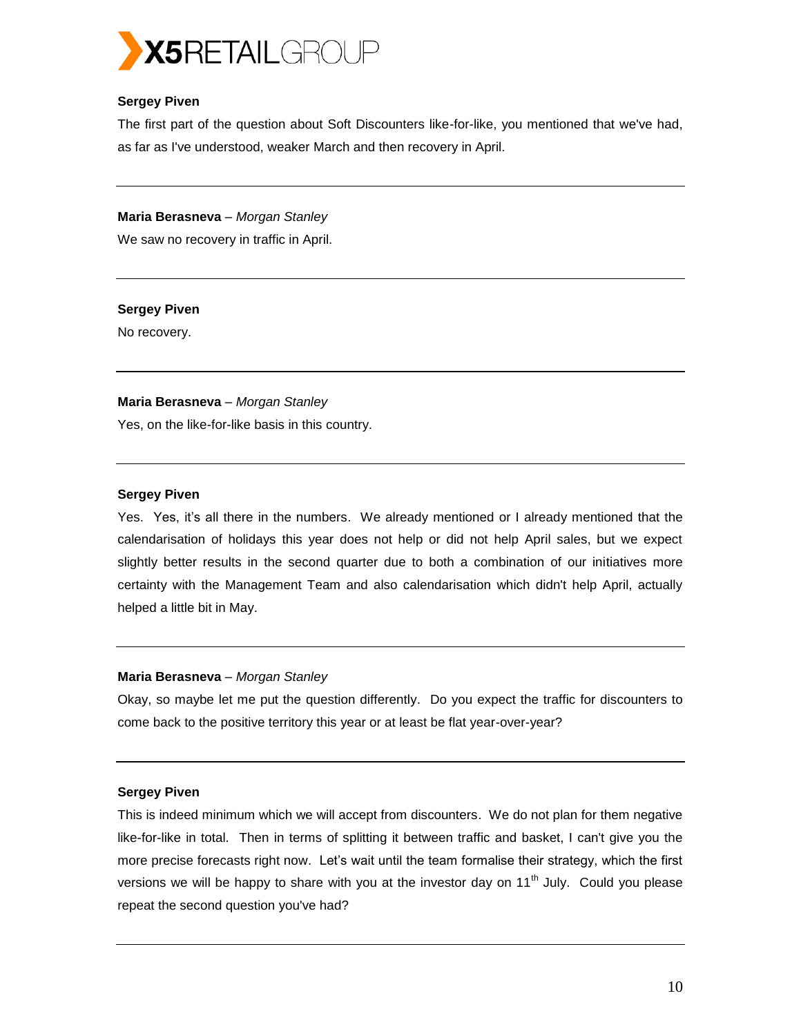**Sergey Piven**

The first part of the question about Soft Discounters like-for-like, you mentioned that we've had, as far as I've understood, weaker March and then recovery in April.

---

**Maria Berasneva** – *Morgan Stanley*

We saw no recovery in traffic in April.

---

**Sergey Piven**

No recovery.

---

**Maria Berasneva** – *Morgan Stanley*

Yes, on the like-for-like basis in this country.

---

**Sergey Piven**

Yes. Yes, it's all there in the numbers. We already mentioned or I already mentioned that the calendarisation of holidays this year does not help or did not help April sales, but we expect slightly better results in the second quarter due to both a combination of our initiatives more certainty with the Management Team and also calendarisation which didn't help April, actually helped a little bit in May.

---

**Maria Berasneva** – *Morgan Stanley*

Okay, so maybe let me put the question differently. Do you expect the traffic for discounters to come back to the positive territory this year or at least be flat year-over-year?

---

**Sergey Piven**

This is indeed minimum which we will accept from discounters. We do not plan for them negative like-for-like in total. Then in terms of splitting it between traffic and basket, I can't give you the more precise forecasts right now. Let's wait until the team formalise their strategy, which the first versions we will be happy to share with you at the investor day on 11th July. Could you please repeat the second question you've had?

---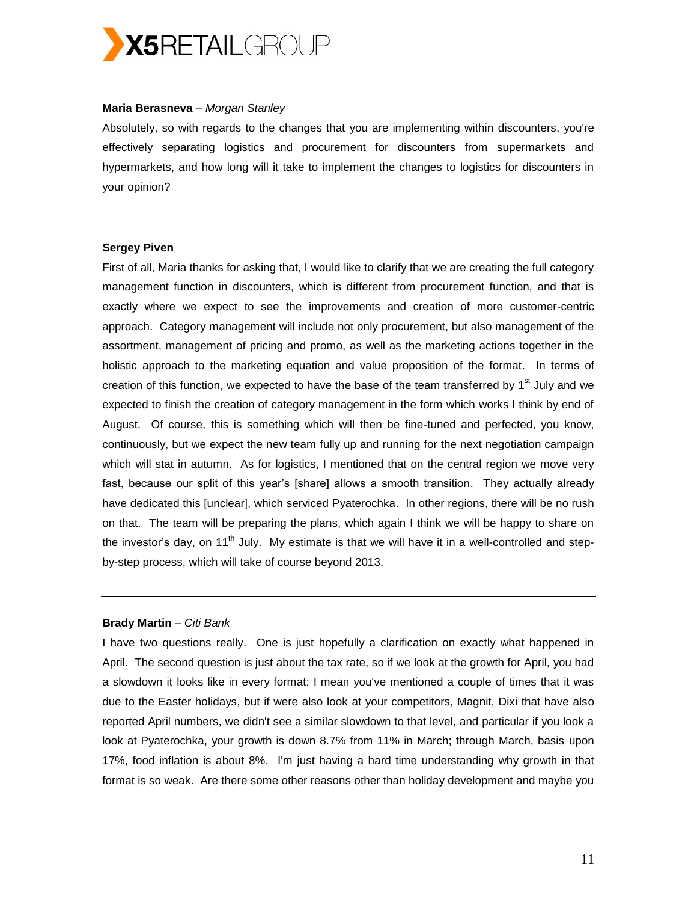**Maria Berasneva** – *Morgan Stanley*

Absolutely, so with regards to the changes that you are implementing within discounters, you're effectively separating logistics and procurement for discounters from supermarkets and hypermarkets, and how long will it take to implement the changes to logistics for discounters in your opinion?

---

**Sergey Piven**

First of all, Maria thanks for asking that, I would like to clarify that we are creating the full category management function in discounters, which is different from procurement function, and that is exactly where we expect to see the improvements and creation of more customer-centric approach. Category management will include not only procurement, but also management of the assortment, management of pricing and promo, as well as the marketing actions together in the holistic approach to the marketing equation and value proposition of the format. In terms of creation of this function, we expected to have the base of the team transferred by 1st July and we expected to finish the creation of category management in the form which works I think by end of August. Of course, this is something which will then be fine-tuned and perfected, you know, continuously, but we expect the new team fully up and running for the next negotiation campaign which will stat in autumn. As for logistics, I mentioned that on the central region we move very fast, because our split of this year's [share] allows a smooth transition. They actually already have dedicated this [unclear], which serviced Pyaterochka. In other regions, there will be no rush on that. The team will be preparing the plans, which again I think we will be happy to share on the investor's day, on 11th July. My estimate is that we will have it in a well-controlled and step-by-step process, which will take of course beyond 2013.

---

**Brady Martin** – *Citi Bank*

I have two questions really. One is just hopefully a clarification on exactly what happened in April. The second question is just about the tax rate, so if we look at the growth for April, you had a slowdown it looks like in every format; I mean you've mentioned a couple of times that it was due to the Easter holidays, but if were also look at your competitors, Magnit, Dixi that have also reported April numbers, we didn't see a similar slowdown to that level, and particular if you look a look at Pyaterochka, your growth is down 8.7% from 11% in March; through March, basis upon 17%, food inflation is about 8%. I'm just having a hard time understanding why growth in that format is so weak. Are there some other reasons other than holiday development and maybe you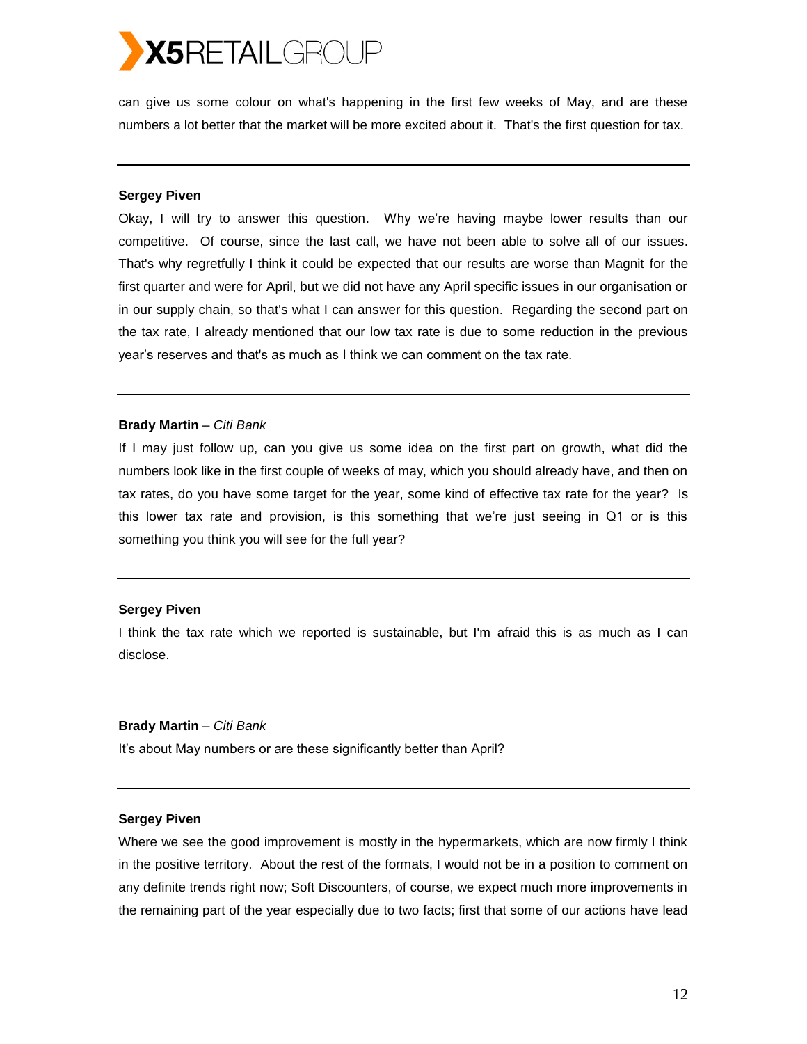can give us some colour on what's happening in the first few weeks of May, and are these numbers a lot better that the market will be more excited about it. That's the first question for tax.

---

**Sergey Piven**

Okay, I will try to answer this question. Why we're having maybe lower results than our competitive. Of course, since the last call, we have not been able to solve all of our issues. That's why regretfully I think it could be expected that our results are worse than Magnit for the first quarter and were for April, but we did not have any April specific issues in our organisation or in our supply chain, so that's what I can answer for this question. Regarding the second part on the tax rate, I already mentioned that our low tax rate is due to some reduction in the previous year's reserves and that's as much as I think we can comment on the tax rate.

---

**Brady Martin** – *Citi Bank*

If I may just follow up, can you give us some idea on the first part on growth, what did the numbers look like in the first couple of weeks of may, which you should already have, and then on tax rates, do you have some target for the year, some kind of effective tax rate for the year? Is this lower tax rate and provision, is this something that we're just seeing in Q1 or is this something you think you will see for the full year?

---

**Sergey Piven**

I think the tax rate which we reported is sustainable, but I'm afraid this is as much as I can disclose.

---

**Brady Martin** – *Citi Bank*

It's about May numbers or are these significantly better than April?

---

**Sergey Piven**

Where we see the good improvement is mostly in the hypermarkets, which are now firmly I think in the positive territory. About the rest of the formats, I would not be in a position to comment on any definite trends right now; Soft Discounters, of course, we expect much more improvements in the remaining part of the year especially due to two facts; first that some of our actions have lead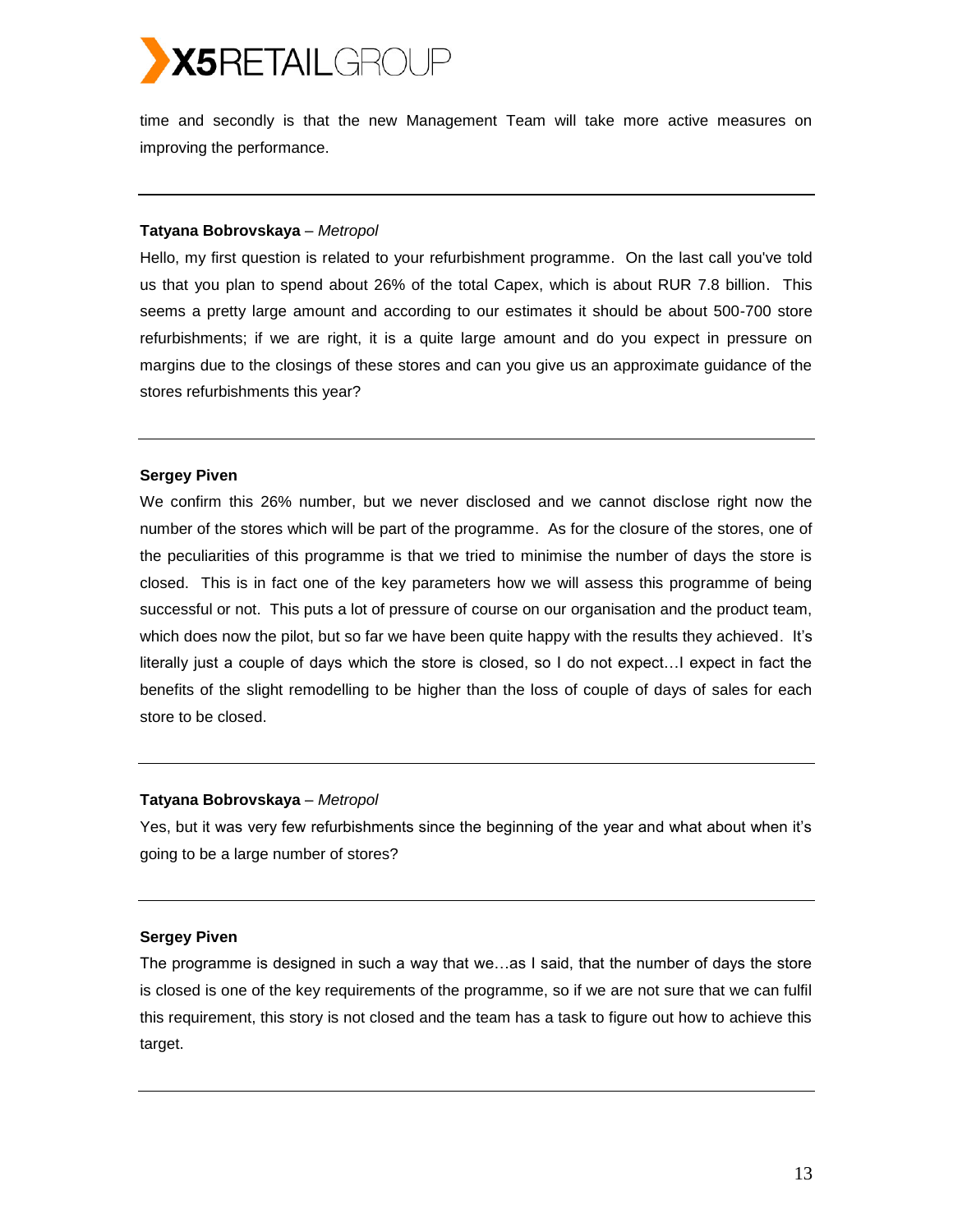time and secondly is that the new Management Team will take more active measures on improving the performance.

---

**Tatyana Bobrovskaya** – *Metropol*

Hello, my first question is related to your refurbishment programme. On the last call you've told us that you plan to spend about 26% of the total Capex, which is about RUR 7.8 billion. This seems a pretty large amount and according to our estimates it should be about 500-700 store refurbishments; if we are right, it is a quite large amount and do you expect in pressure on margins due to the closings of these stores and can you give us an approximate guidance of the stores refurbishments this year?

---

**Sergey Piven**

We confirm this 26% number, but we never disclosed and we cannot disclose right now the number of the stores which will be part of the programme. As for the closure of the stores, one of the peculiarities of this programme is that we tried to minimise the number of days the store is closed. This is in fact one of the key parameters how we will assess this programme of being successful or not. This puts a lot of pressure of course on our organisation and the product team, which does now the pilot, but so far we have been quite happy with the results they achieved. It's literally just a couple of days which the store is closed, so I do not expect…I expect in fact the benefits of the slight remodelling to be higher than the loss of couple of days of sales for each store to be closed.

---

**Tatyana Bobrovskaya** – *Metropol*

Yes, but it was very few refurbishments since the beginning of the year and what about when it's going to be a large number of stores?

---

**Sergey Piven**

The programme is designed in such a way that we…as I said, that the number of days the store is closed is one of the key requirements of the programme, so if we are not sure that we can fulfil this requirement, this story is not closed and the team has a task to figure out how to achieve this target.

---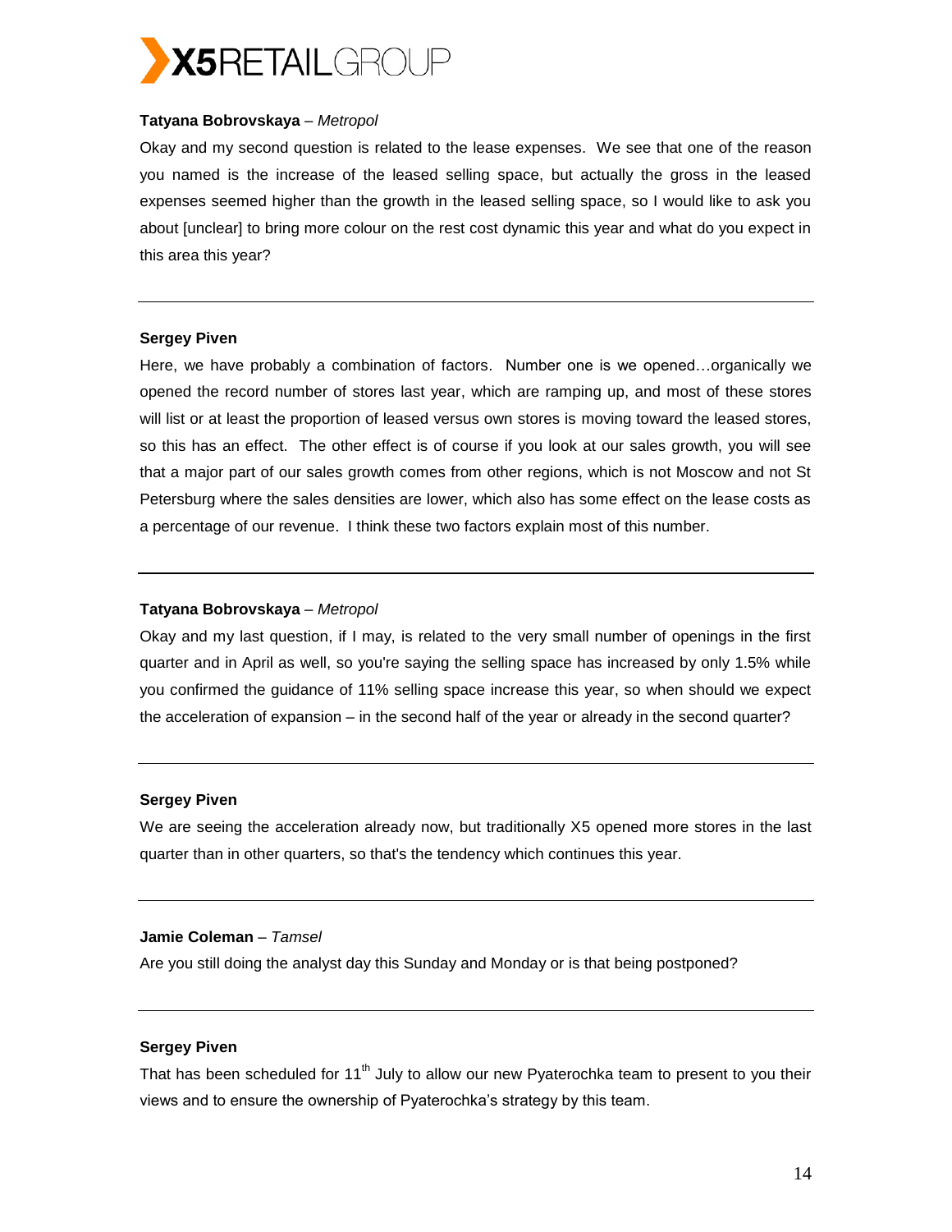**Tatyana Bobrovskaya** – *Metropol*

Okay and my second question is related to the lease expenses. We see that one of the reason you named is the increase of the leased selling space, but actually the gross in the leased expenses seemed higher than the growth in the leased selling space, so I would like to ask you about [unclear] to bring more colour on the rest cost dynamic this year and what do you expect in this area this year?

---

**Sergey Piven**

Here, we have probably a combination of factors. Number one is we opened…organically we opened the record number of stores last year, which are ramping up, and most of these stores will list or at least the proportion of leased versus own stores is moving toward the leased stores, so this has an effect. The other effect is of course if you look at our sales growth, you will see that a major part of our sales growth comes from other regions, which is not Moscow and not St Petersburg where the sales densities are lower, which also has some effect on the lease costs as a percentage of our revenue. I think these two factors explain most of this number.

---

**Tatyana Bobrovskaya** – *Metropol*

Okay and my last question, if I may, is related to the very small number of openings in the first quarter and in April as well, so you're saying the selling space has increased by only 1.5% while you confirmed the guidance of 11% selling space increase this year, so when should we expect the acceleration of expansion – in the second half of the year or already in the second quarter?

---

**Sergey Piven**

We are seeing the acceleration already now, but traditionally X5 opened more stores in the last quarter than in other quarters, so that's the tendency which continues this year.

---

**Jamie Coleman** – *Tamsel*

Are you still doing the analyst day this Sunday and Monday or is that being postponed?

---

**Sergey Piven**

That has been scheduled for 11th July to allow our new Pyaterochka team to present to you their views and to ensure the ownership of Pyaterochka's strategy by this team.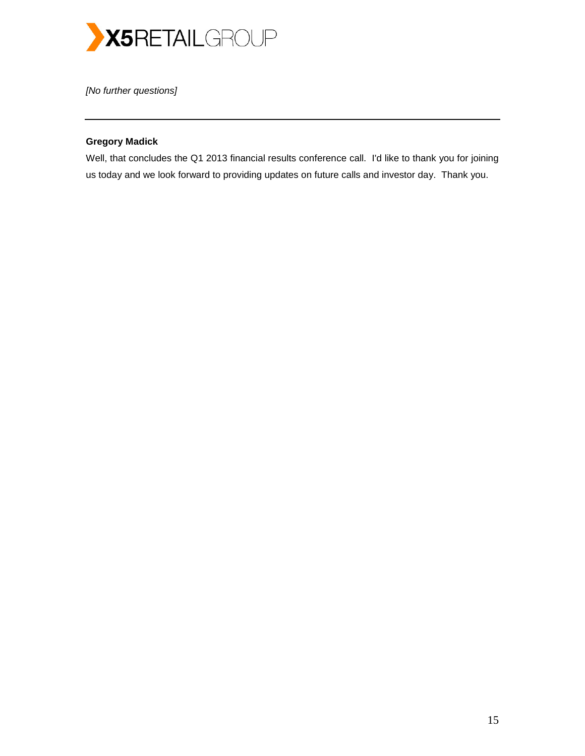*[No further questions]*

---

**Gregory Madick**

Well, that concludes the Q1 2013 financial results conference call. I'd like to thank you for joining us today and we look forward to providing updates on future calls and investor day. Thank you.